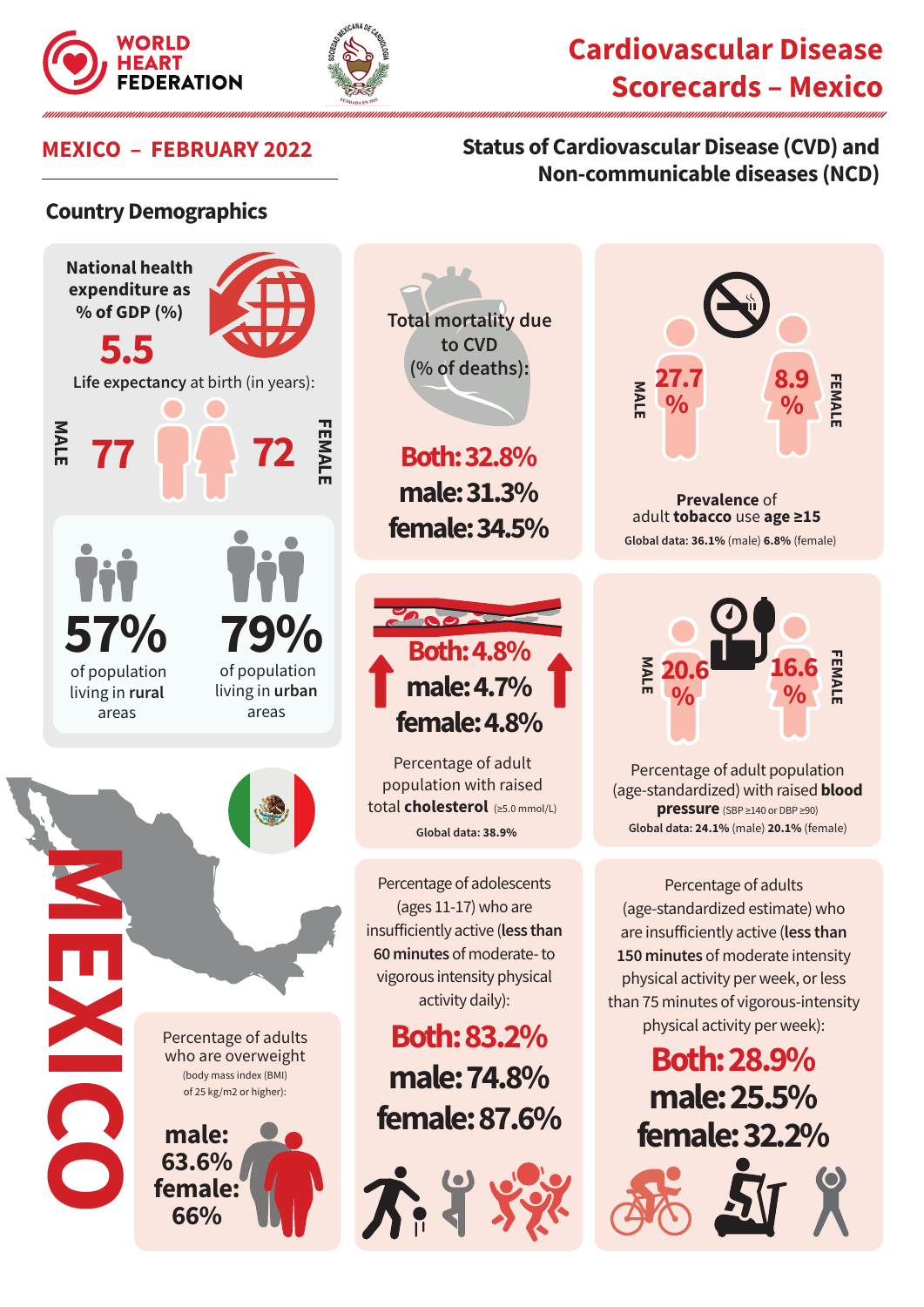# Cardiovascular Disease Scorecards – Mexico

WORLD HEART FEDERATION

## MEXICO – FEBRUARY 2022

## Status of Cardiovascular Disease (CVD) and Non-communicable diseases (NCD)

### Country Demographics

**National health expenditure as % of GDP (%)**

**5.5**

**Life expectancy** at birth (in years):

MALE **77** | **72** FEMALE

**57%** of population living in **rural** areas

**79%** of population living in **urban** areas

MEXICO

---

**Total mortality due to CVD (% of deaths):**

**Both: 32.8%**
**male: 31.3%**
**female: 34.5%**

---

MALE **27.7 %** | **8.9 %** FEMALE

**Prevalence** of adult **tobacco** use **age ≥15**

**Global data: 36.1%** (male) **6.8%** (female)

---

**Both: 4.8%**
**male: 4.7%**
**female: 4.8%**

Percentage of adult population with raised total **cholesterol** (≥5.0 mmol/L)

**Global data: 38.9%**

---

MALE **20.6 %** | **16.6 %** FEMALE

Percentage of adult population (age-standardized) with raised **blood pressure** (SBP ≥140 or DBP ≥90)

**Global data: 24.1%** (male) **20.1%** (female)

---

Percentage of adults who are overweight (body mass index (BMI) of 25 kg/m2 or higher):

**male: 63.6%**
**female: 66%**

---

Percentage of adolescents (ages 11-17) who are insufficiently active (**less than 60 minutes** of moderate- to vigorous intensity physical activity daily):

**Both: 83.2%**
**male: 74.8%**
**female: 87.6%**

---

Percentage of adults (age-standardized estimate) who are insufficiently active (**less than 150 minutes** of moderate intensity physical activity per week, or less than 75 minutes of vigorous-intensity physical activity per week):

**Both: 28.9%**
**male: 25.5%**
**female: 32.2%**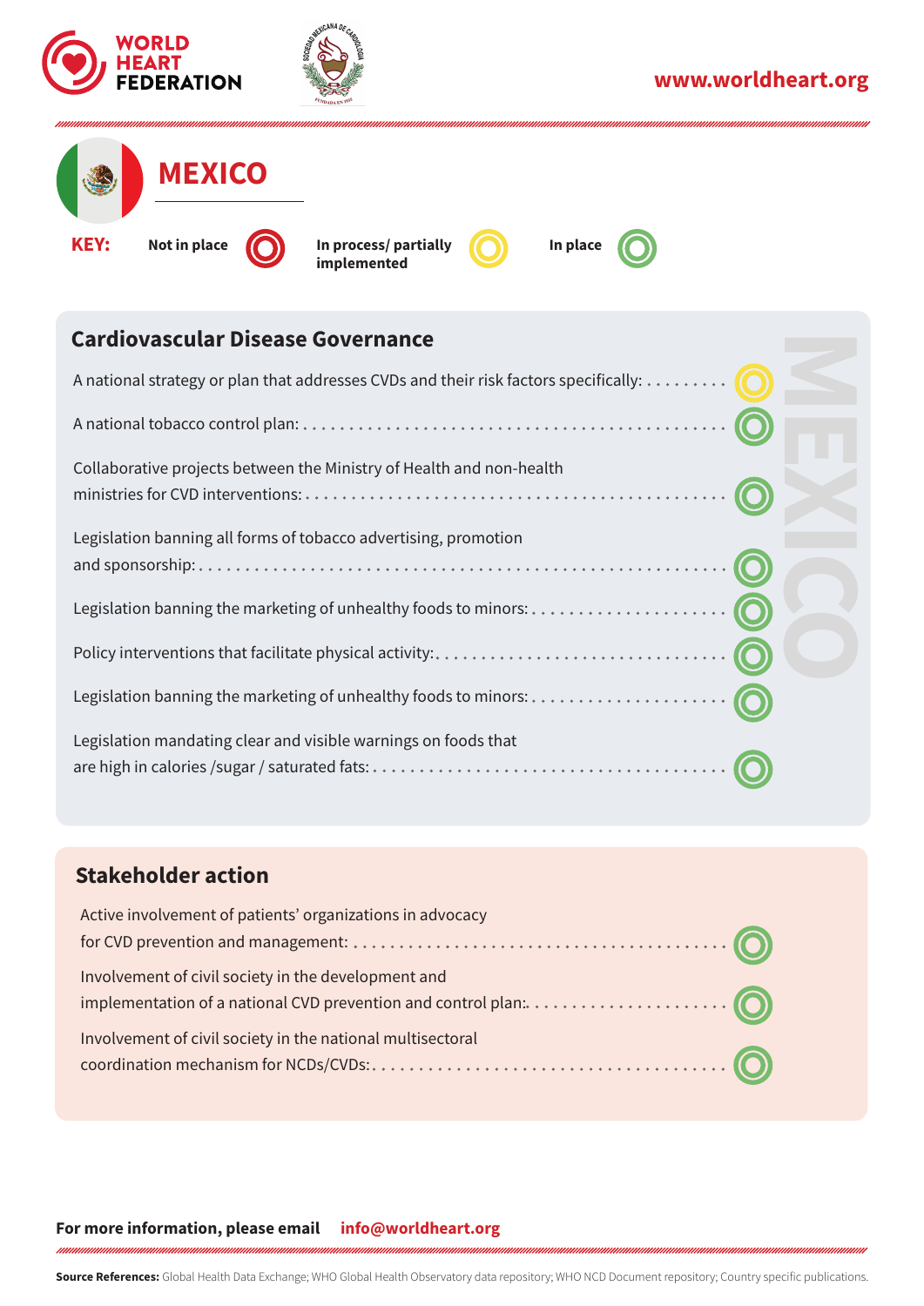WORLD HEART FEDERATION

www.worldheart.org

# MEXICO

**KEY:** Not in place | In process/ partially implemented | In place

## Cardiovascular Disease Governance

| Item | Status |
|---|---|
| A national strategy or plan that addresses CVDs and their risk factors specifically: | In process/ partially implemented |
| A national tobacco control plan: | In place |
| Collaborative projects between the Ministry of Health and non-health ministries for CVD interventions: | In place |
| Legislation banning all forms of tobacco advertising, promotion and sponsorship: | In place |
| Legislation banning the marketing of unhealthy foods to minors: | In place |
| Policy interventions that facilitate physical activity: | In place |
| Legislation banning the marketing of unhealthy foods to minors: | In place |
| Legislation mandating clear and visible warnings on foods that are high in calories /sugar / saturated fats: | In place |

## Stakeholder action

| Item | Status |
|---|---|
| Active involvement of patients' organizations in advocacy for CVD prevention and management: | In place |
| Involvement of civil society in the development and implementation of a national CVD prevention and control plan: | In place |
| Involvement of civil society in the national multisectoral coordination mechanism for NCDs/CVDs: | In place |

**For more information, please email** info@worldheart.org

**Source References:** Global Health Data Exchange; WHO Global Health Observatory data repository; WHO NCD Document repository; Country specific publications.